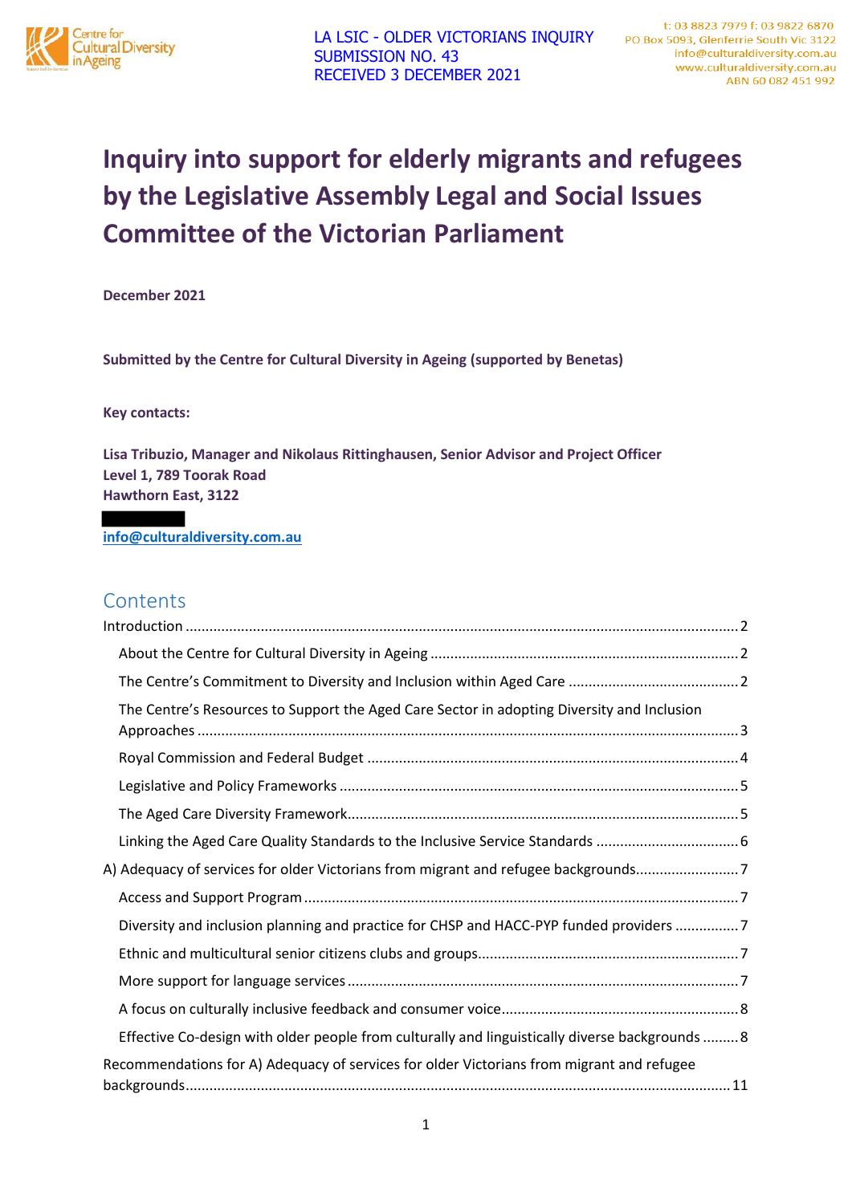LA LSIC - OLDER VICTORIANS INQUIRY
SUBMISSION NO. 43
RECEIVED 3 DECEMBER 2021

t: 03 8823 7979 f: 03 9822 6870
PO Box 5093, Glenferrie South Vic 3122
info@culturaldiversity.com.au
www.culturaldiversity.com.au
ABN 60 082 451 992

# Inquiry into support for elderly migrants and refugees by the Legislative Assembly Legal and Social Issues Committee of the Victorian Parliament

**December 2021**

**Submitted by the Centre for Cultural Diversity in Ageing (supported by Benetas)**

**Key contacts:**

**Lisa Tribuzio, Manager and Nikolaus Rittinghausen, Senior Advisor and Project Officer**
**Level 1, 789 Toorak Road**
**Hawthorn East, 3122**

**info@culturaldiversity.com.au**

## Contents

- Introduction ... 2
  - About the Centre for Cultural Diversity in Ageing ... 2
  - The Centre's Commitment to Diversity and Inclusion within Aged Care ... 2
  - The Centre's Resources to Support the Aged Care Sector in adopting Diversity and Inclusion Approaches ... 3
  - Royal Commission and Federal Budget ... 4
  - Legislative and Policy Frameworks ... 5
  - The Aged Care Diversity Framework ... 5
  - Linking the Aged Care Quality Standards to the Inclusive Service Standards ... 6
- A) Adequacy of services for older Victorians from migrant and refugee backgrounds ... 7
  - Access and Support Program ... 7
  - Diversity and inclusion planning and practice for CHSP and HACC-PYP funded providers ... 7
  - Ethnic and multicultural senior citizens clubs and groups ... 7
  - More support for language services ... 7
  - A focus on culturally inclusive feedback and consumer voice ... 8
  - Effective Co-design with older people from culturally and linguistically diverse backgrounds ... 8
- Recommendations for A) Adequacy of services for older Victorians from migrant and refugee backgrounds ... 11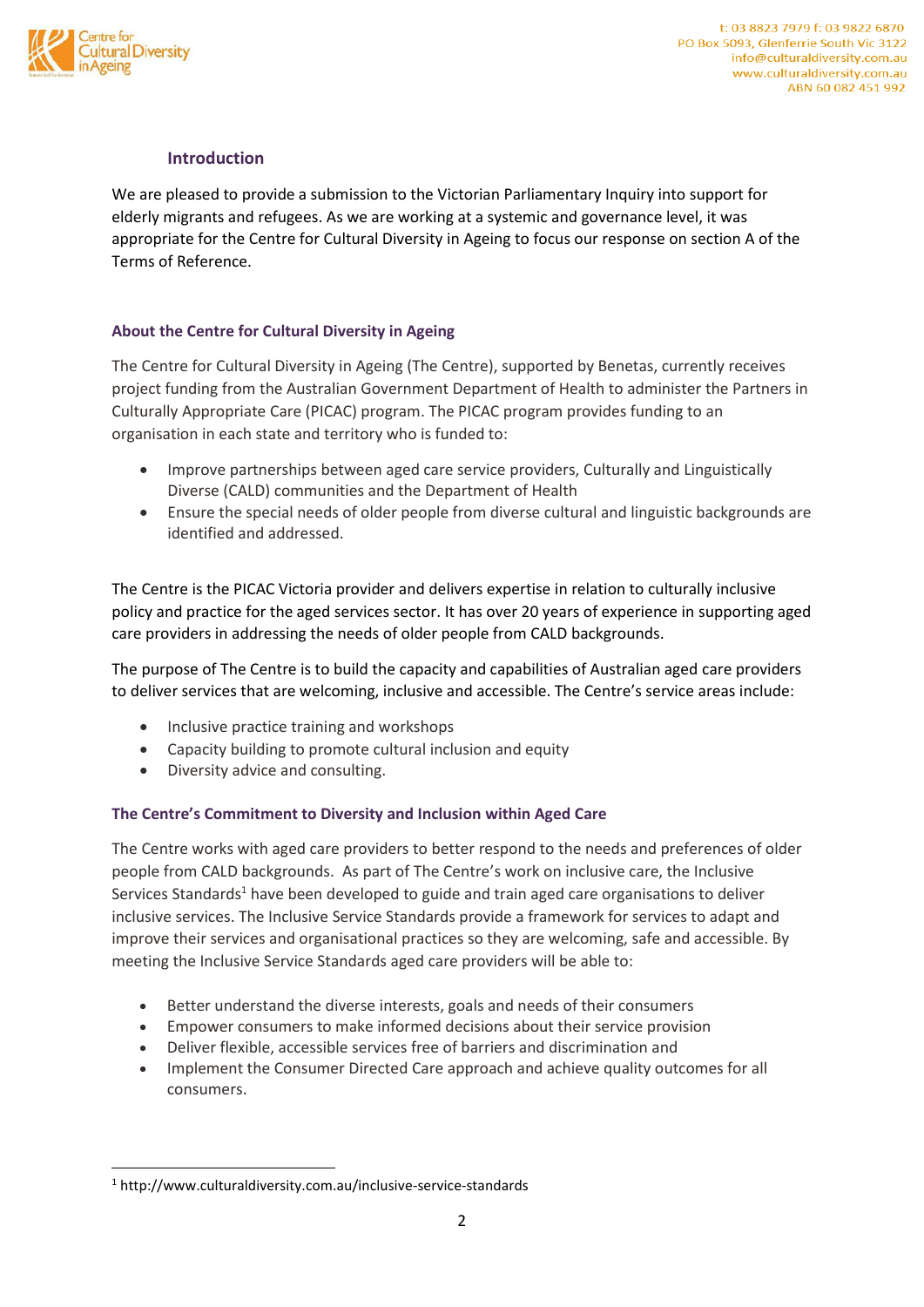## Introduction

We are pleased to provide a submission to the Victorian Parliamentary Inquiry into support for elderly migrants and refugees. As we are working at a systemic and governance level, it was appropriate for the Centre for Cultural Diversity in Ageing to focus our response on section A of the Terms of Reference.

### About the Centre for Cultural Diversity in Ageing

The Centre for Cultural Diversity in Ageing (The Centre), supported by Benetas, currently receives project funding from the Australian Government Department of Health to administer the Partners in Culturally Appropriate Care (PICAC) program. The PICAC program provides funding to an organisation in each state and territory who is funded to:

- Improve partnerships between aged care service providers, Culturally and Linguistically Diverse (CALD) communities and the Department of Health
- Ensure the special needs of older people from diverse cultural and linguistic backgrounds are identified and addressed.

The Centre is the PICAC Victoria provider and delivers expertise in relation to culturally inclusive policy and practice for the aged services sector. It has over 20 years of experience in supporting aged care providers in addressing the needs of older people from CALD backgrounds.

The purpose of The Centre is to build the capacity and capabilities of Australian aged care providers to deliver services that are welcoming, inclusive and accessible. The Centre's service areas include:

- Inclusive practice training and workshops
- Capacity building to promote cultural inclusion and equity
- Diversity advice and consulting.

### The Centre's Commitment to Diversity and Inclusion within Aged Care

The Centre works with aged care providers to better respond to the needs and preferences of older people from CALD backgrounds. As part of The Centre's work on inclusive care, the Inclusive Services Standards[1] have been developed to guide and train aged care organisations to deliver inclusive services. The Inclusive Service Standards provide a framework for services to adapt and improve their services and organisational practices so they are welcoming, safe and accessible. By meeting the Inclusive Service Standards aged care providers will be able to:

- Better understand the diverse interests, goals and needs of their consumers
- Empower consumers to make informed decisions about their service provision
- Deliver flexible, accessible services free of barriers and discrimination and
- Implement the Consumer Directed Care approach and achieve quality outcomes for all consumers.

[1] http://www.culturaldiversity.com.au/inclusive-service-standards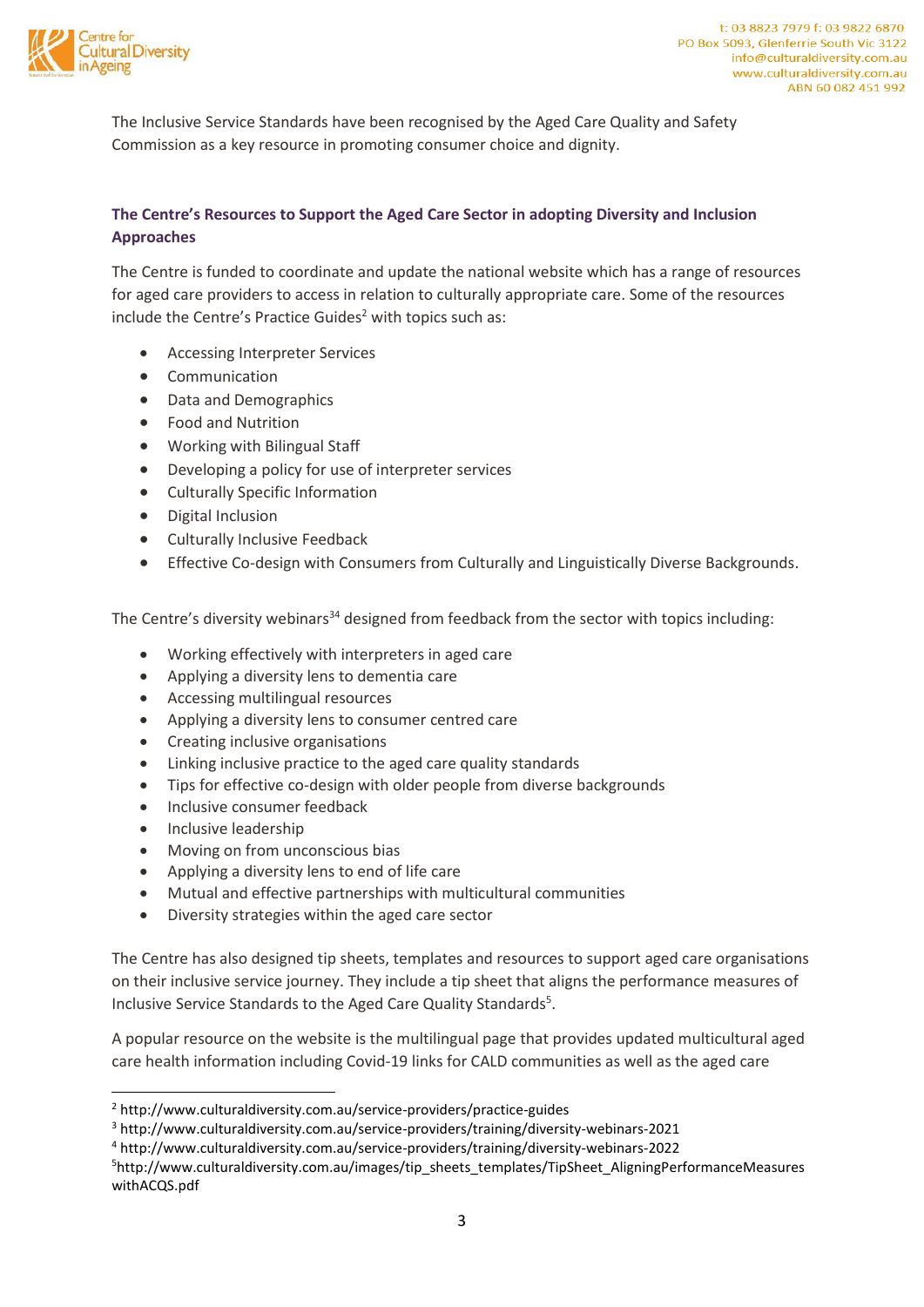The Inclusive Service Standards have been recognised by the Aged Care Quality and Safety Commission as a key resource in promoting consumer choice and dignity.

## The Centre's Resources to Support the Aged Care Sector in adopting Diversity and Inclusion Approaches

The Centre is funded to coordinate and update the national website which has a range of resources for aged care providers to access in relation to culturally appropriate care. Some of the resources include the Centre's Practice Guides[2] with topics such as:

- Accessing Interpreter Services
- Communication
- Data and Demographics
- Food and Nutrition
- Working with Bilingual Staff
- Developing a policy for use of interpreter services
- Culturally Specific Information
- Digital Inclusion
- Culturally Inclusive Feedback
- Effective Co-design with Consumers from Culturally and Linguistically Diverse Backgrounds.

The Centre's diversity webinars[3,4] designed from feedback from the sector with topics including:

- Working effectively with interpreters in aged care
- Applying a diversity lens to dementia care
- Accessing multilingual resources
- Applying a diversity lens to consumer centred care
- Creating inclusive organisations
- Linking inclusive practice to the aged care quality standards
- Tips for effective co-design with older people from diverse backgrounds
- Inclusive consumer feedback
- Inclusive leadership
- Moving on from unconscious bias
- Applying a diversity lens to end of life care
- Mutual and effective partnerships with multicultural communities
- Diversity strategies within the aged care sector

The Centre has also designed tip sheets, templates and resources to support aged care organisations on their inclusive service journey. They include a tip sheet that aligns the performance measures of Inclusive Service Standards to the Aged Care Quality Standards[5].

A popular resource on the website is the multilingual page that provides updated multicultural aged care health information including Covid-19 links for CALD communities as well as the aged care

---

[2] http://www.culturaldiversity.com.au/service-providers/practice-guides

[3] http://www.culturaldiversity.com.au/service-providers/training/diversity-webinars-2021

[4] http://www.culturaldiversity.com.au/service-providers/training/diversity-webinars-2022

[5] http://www.culturaldiversity.com.au/images/tip_sheets_templates/TipSheet_AligningPerformanceMeasureswithACQS.pdf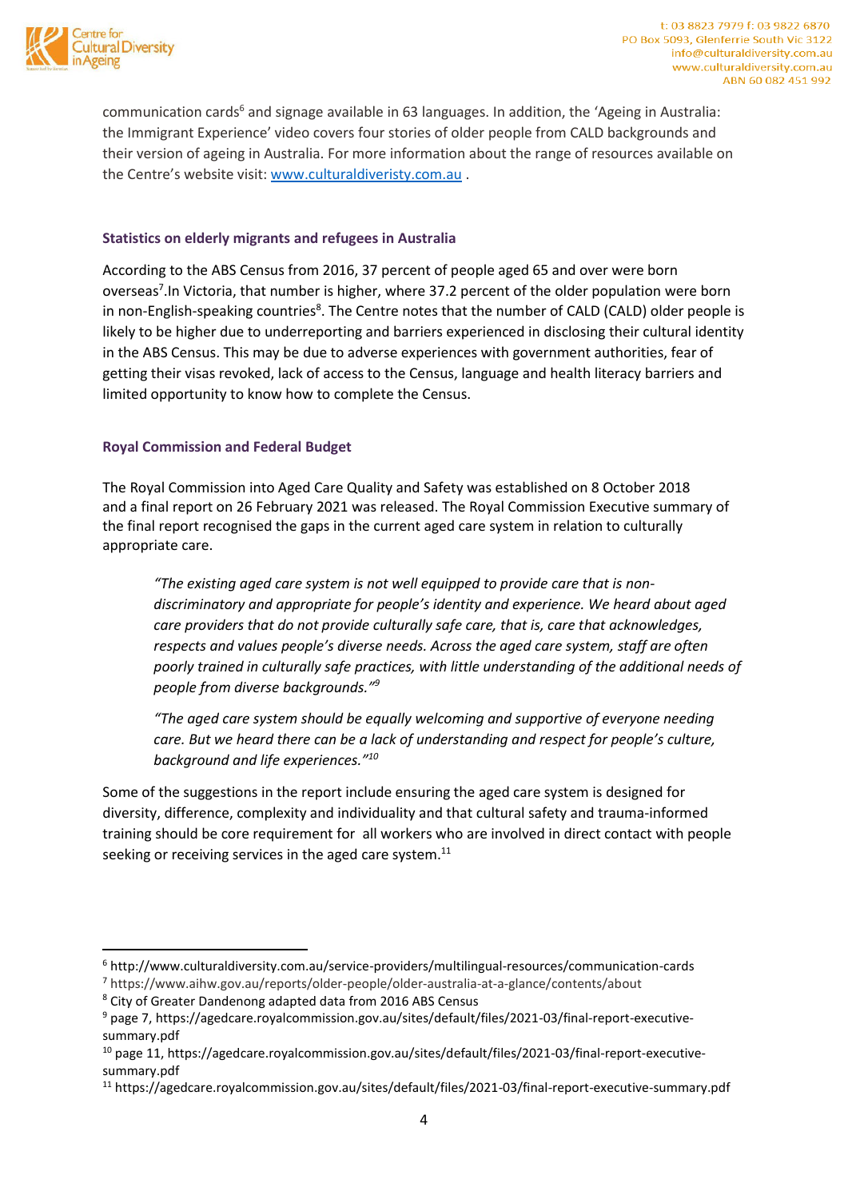communication cards[6] and signage available in 63 languages. In addition, the 'Ageing in Australia: the Immigrant Experience' video covers four stories of older people from CALD backgrounds and their version of ageing in Australia. For more information about the range of resources available on the Centre's website visit: [www.culturaldiveristy.com.au](www.culturaldiveristy.com.au) .

### Statistics on elderly migrants and refugees in Australia

According to the ABS Census from 2016, 37 percent of people aged 65 and over were born overseas[7].In Victoria, that number is higher, where 37.2 percent of the older population were born in non-English-speaking countries[8]. The Centre notes that the number of CALD (CALD) older people is likely to be higher due to underreporting and barriers experienced in disclosing their cultural identity in the ABS Census. This may be due to adverse experiences with government authorities, fear of getting their visas revoked, lack of access to the Census, language and health literacy barriers and limited opportunity to know how to complete the Census.

### Royal Commission and Federal Budget

The Royal Commission into Aged Care Quality and Safety was established on 8 October 2018 and a final report on 26 February 2021 was released. The Royal Commission Executive summary of the final report recognised the gaps in the current aged care system in relation to culturally appropriate care.

> *"The existing aged care system is not well equipped to provide care that is non-discriminatory and appropriate for people's identity and experience. We heard about aged care providers that do not provide culturally safe care, that is, care that acknowledges, respects and values people's diverse needs. Across the aged care system, staff are often poorly trained in culturally safe practices, with little understanding of the additional needs of people from diverse backgrounds."*[9]
>
> *"The aged care system should be equally welcoming and supportive of everyone needing care. But we heard there can be a lack of understanding and respect for people's culture, background and life experiences."*[10]

Some of the suggestions in the report include ensuring the aged care system is designed for diversity, difference, complexity and individuality and that cultural safety and trauma-informed training should be core requirement for all workers who are involved in direct contact with people seeking or receiving services in the aged care system.[11]

---

[6] http://www.culturaldiversity.com.au/service-providers/multilingual-resources/communication-cards

[7] https://www.aihw.gov.au/reports/older-people/older-australia-at-a-glance/contents/about

[8] City of Greater Dandenong adapted data from 2016 ABS Census

[9] page 7, https://agedcare.royalcommission.gov.au/sites/default/files/2021-03/final-report-executive-summary.pdf

[10] page 11, https://agedcare.royalcommission.gov.au/sites/default/files/2021-03/final-report-executive-summary.pdf

[11] https://agedcare.royalcommission.gov.au/sites/default/files/2021-03/final-report-executive-summary.pdf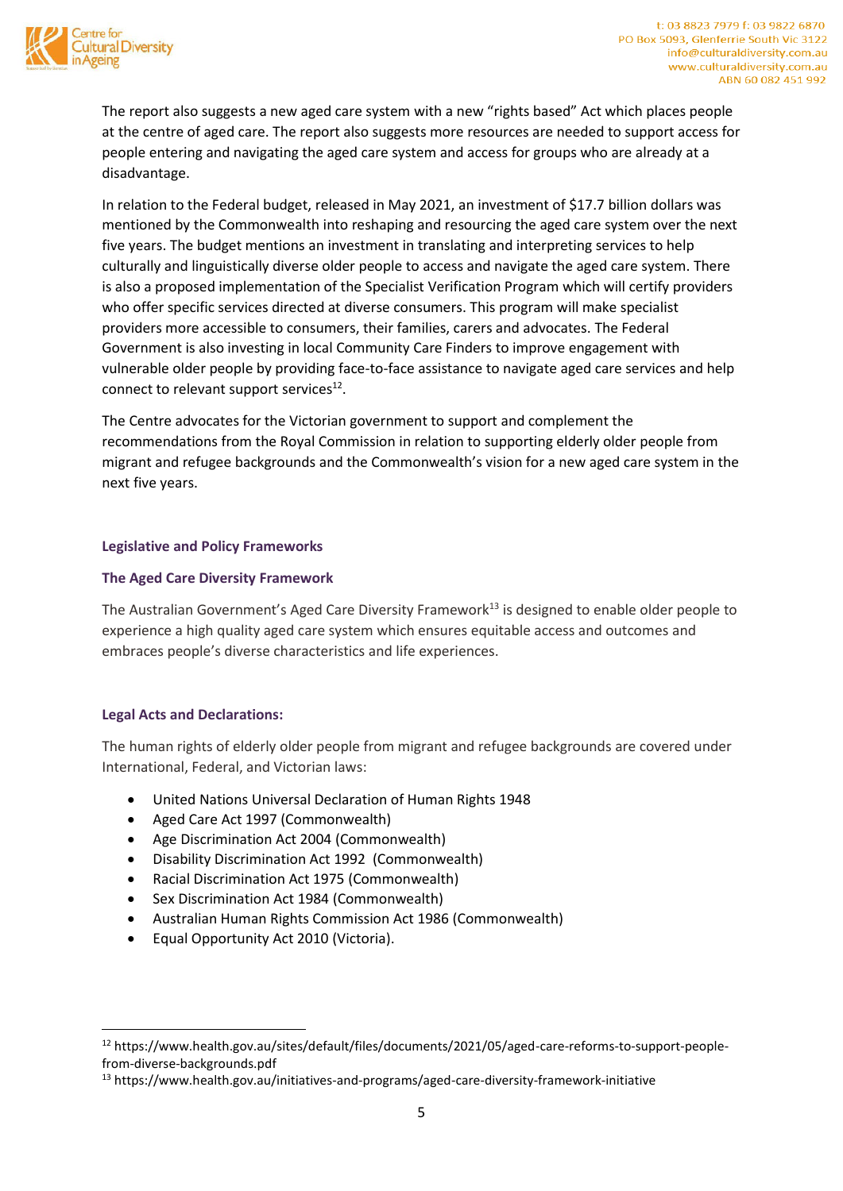The report also suggests a new aged care system with a new "rights based" Act which places people at the centre of aged care. The report also suggests more resources are needed to support access for people entering and navigating the aged care system and access for groups who are already at a disadvantage.

In relation to the Federal budget, released in May 2021, an investment of $17.7 billion dollars was mentioned by the Commonwealth into reshaping and resourcing the aged care system over the next five years. The budget mentions an investment in translating and interpreting services to help culturally and linguistically diverse older people to access and navigate the aged care system. There is also a proposed implementation of the Specialist Verification Program which will certify providers who offer specific services directed at diverse consumers. This program will make specialist providers more accessible to consumers, their families, carers and advocates. The Federal Government is also investing in local Community Care Finders to improve engagement with vulnerable older people by providing face-to-face assistance to navigate aged care services and help connect to relevant support services[12].

The Centre advocates for the Victorian government to support and complement the recommendations from the Royal Commission in relation to supporting elderly older people from migrant and refugee backgrounds and the Commonwealth's vision for a new aged care system in the next five years.

### Legislative and Policy Frameworks

### The Aged Care Diversity Framework

The Australian Government's Aged Care Diversity Framework[13] is designed to enable older people to experience a high quality aged care system which ensures equitable access and outcomes and embraces people's diverse characteristics and life experiences.

### Legal Acts and Declarations:

The human rights of elderly older people from migrant and refugee backgrounds are covered under International, Federal, and Victorian laws:

- United Nations Universal Declaration of Human Rights 1948
- Aged Care Act 1997 (Commonwealth)
- Age Discrimination Act 2004 (Commonwealth)
- Disability Discrimination Act 1992 (Commonwealth)
- Racial Discrimination Act 1975 (Commonwealth)
- Sex Discrimination Act 1984 (Commonwealth)
- Australian Human Rights Commission Act 1986 (Commonwealth)
- Equal Opportunity Act 2010 (Victoria).

---

[12] https://www.health.gov.au/sites/default/files/documents/2021/05/aged-care-reforms-to-support-people-from-diverse-backgrounds.pdf

[13] https://www.health.gov.au/initiatives-and-programs/aged-care-diversity-framework-initiative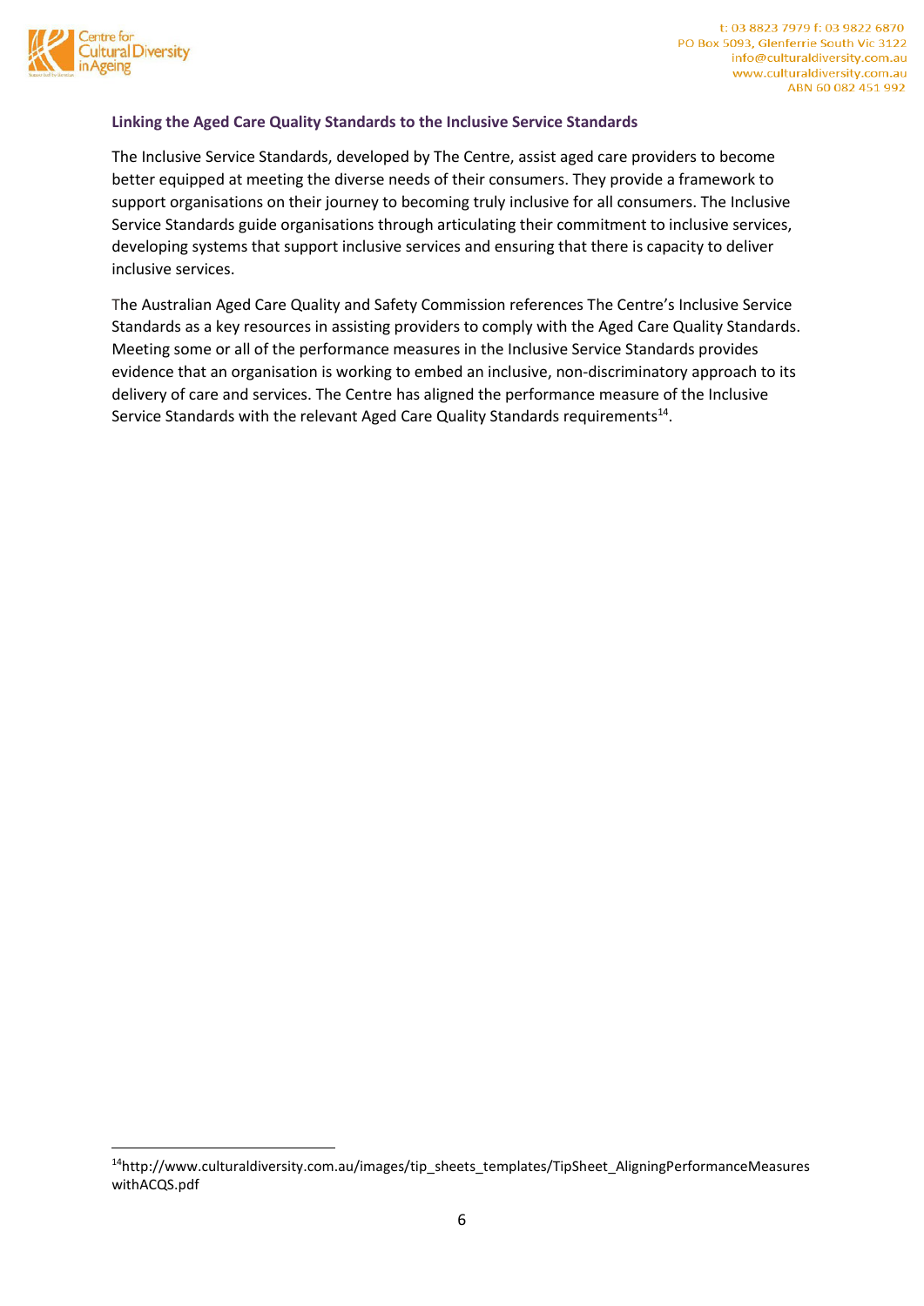### Linking the Aged Care Quality Standards to the Inclusive Service Standards

The Inclusive Service Standards, developed by The Centre, assist aged care providers to become better equipped at meeting the diverse needs of their consumers. They provide a framework to support organisations on their journey to becoming truly inclusive for all consumers. The Inclusive Service Standards guide organisations through articulating their commitment to inclusive services, developing systems that support inclusive services and ensuring that there is capacity to deliver inclusive services.

The Australian Aged Care Quality and Safety Commission references The Centre's Inclusive Service Standards as a key resources in assisting providers to comply with the Aged Care Quality Standards. Meeting some or all of the performance measures in the Inclusive Service Standards provides evidence that an organisation is working to embed an inclusive, non-discriminatory approach to its delivery of care and services. The Centre has aligned the performance measure of the Inclusive Service Standards with the relevant Aged Care Quality Standards requirements[14].

---

[14]http://www.culturaldiversity.com.au/images/tip_sheets_templates/TipSheet_AligningPerformanceMeasureswithACQS.pdf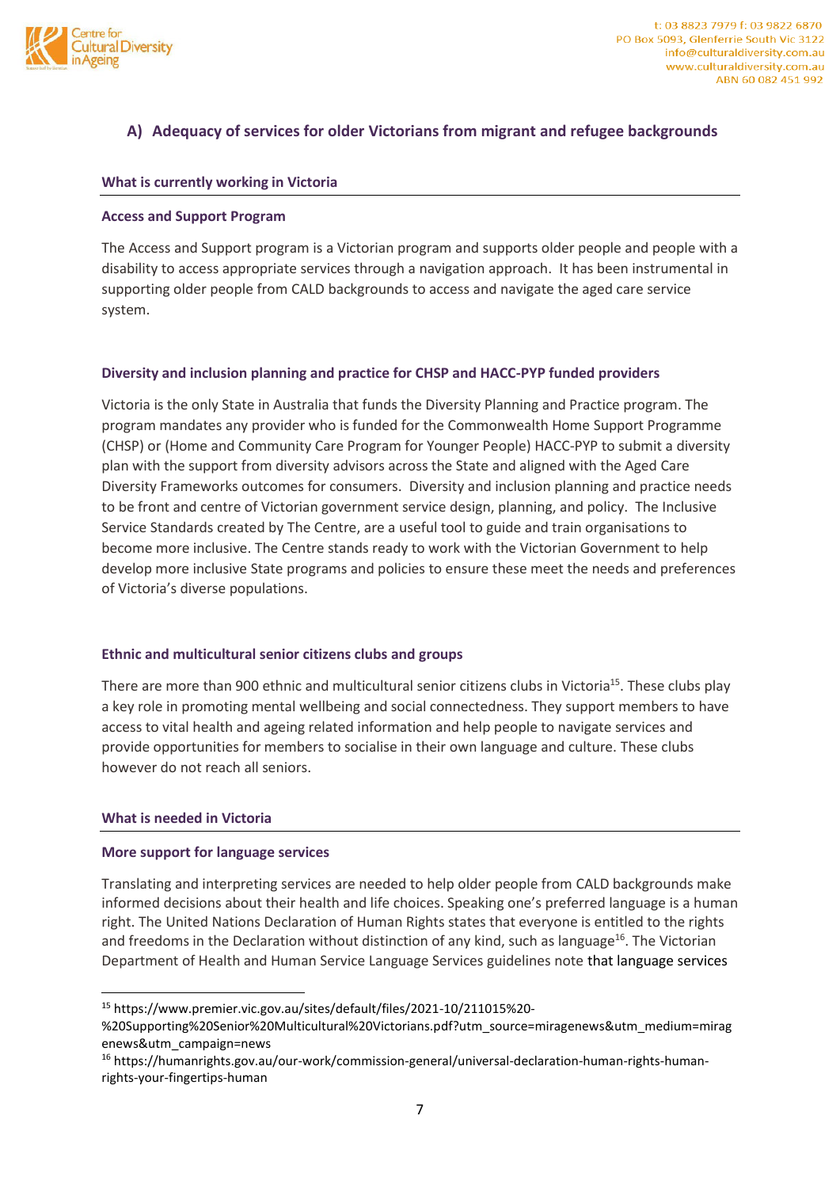## A) Adequacy of services for older Victorians from migrant and refugee backgrounds

### What is currently working in Victoria

#### Access and Support Program

The Access and Support program is a Victorian program and supports older people and people with a disability to access appropriate services through a navigation approach. It has been instrumental in supporting older people from CALD backgrounds to access and navigate the aged care service system.

#### Diversity and inclusion planning and practice for CHSP and HACC-PYP funded providers

Victoria is the only State in Australia that funds the Diversity Planning and Practice program. The program mandates any provider who is funded for the Commonwealth Home Support Programme (CHSP) or (Home and Community Care Program for Younger People) HACC-PYP to submit a diversity plan with the support from diversity advisors across the State and aligned with the Aged Care Diversity Frameworks outcomes for consumers. Diversity and inclusion planning and practice needs to be front and centre of Victorian government service design, planning, and policy. The Inclusive Service Standards created by The Centre, are a useful tool to guide and train organisations to become more inclusive. The Centre stands ready to work with the Victorian Government to help develop more inclusive State programs and policies to ensure these meet the needs and preferences of Victoria's diverse populations.

#### Ethnic and multicultural senior citizens clubs and groups

There are more than 900 ethnic and multicultural senior citizens clubs in Victoria[15]. These clubs play a key role in promoting mental wellbeing and social connectedness. They support members to have access to vital health and ageing related information and help people to navigate services and provide opportunities for members to socialise in their own language and culture. These clubs however do not reach all seniors.

### What is needed in Victoria

#### More support for language services

Translating and interpreting services are needed to help older people from CALD backgrounds make informed decisions about their health and life choices. Speaking one's preferred language is a human right. The United Nations Declaration of Human Rights states that everyone is entitled to the rights and freedoms in the Declaration without distinction of any kind, such as language[16]. The Victorian Department of Health and Human Service Language Services guidelines note that language services

---

[15] https://www.premier.vic.gov.au/sites/default/files/2021-10/211015%20-%20Supporting%20Senior%20Multicultural%20Victorians.pdf?utm_source=miragenews&utm_medium=miragenews&utm_campaign=news

[16] https://humanrights.gov.au/our-work/commission-general/universal-declaration-human-rights-human-rights-your-fingertips-human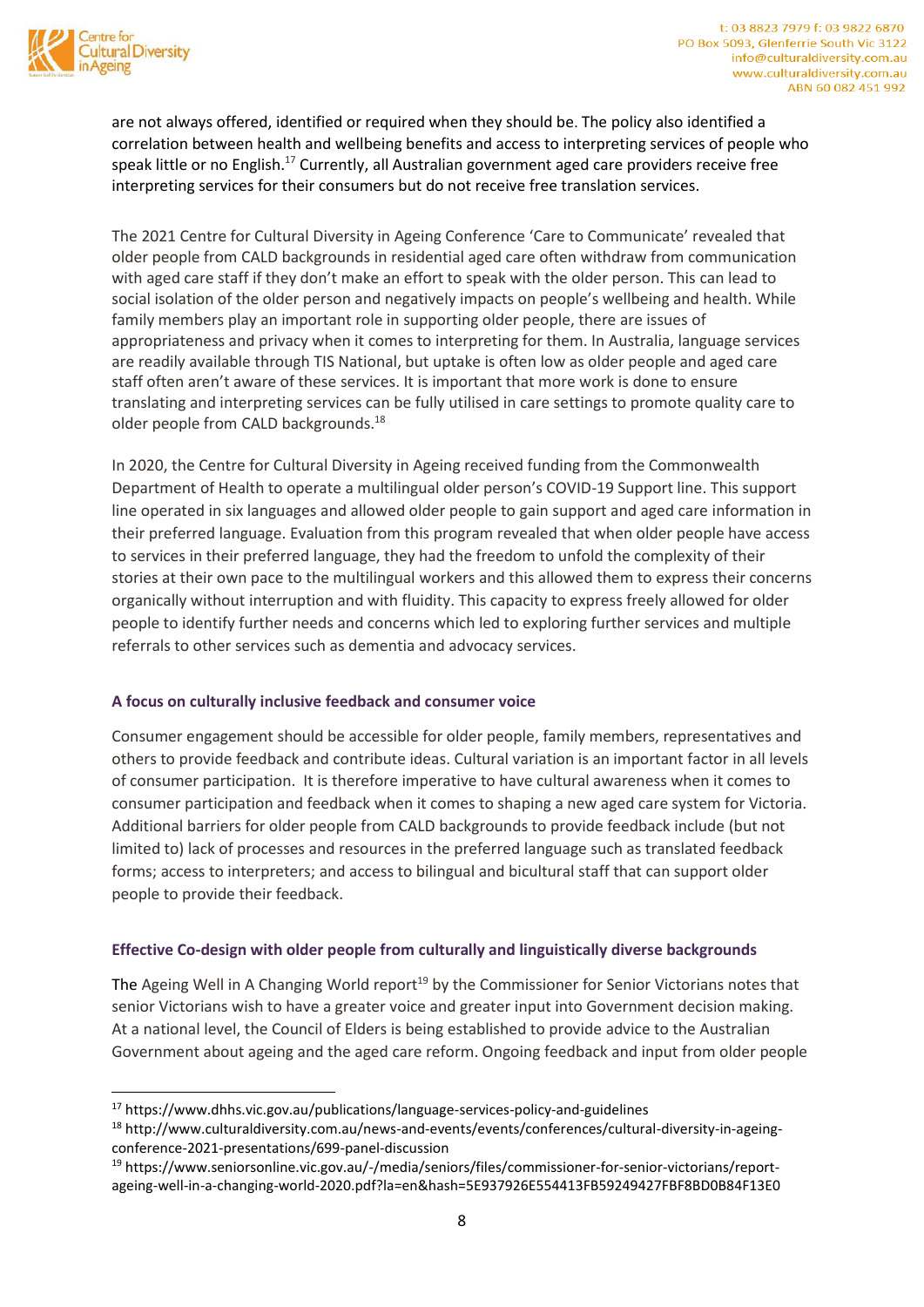are not always offered, identified or required when they should be. The policy also identified a correlation between health and wellbeing benefits and access to interpreting services of people who speak little or no English.[17] Currently, all Australian government aged care providers receive free interpreting services for their consumers but do not receive free translation services.

The 2021 Centre for Cultural Diversity in Ageing Conference 'Care to Communicate' revealed that older people from CALD backgrounds in residential aged care often withdraw from communication with aged care staff if they don't make an effort to speak with the older person. This can lead to social isolation of the older person and negatively impacts on people's wellbeing and health. While family members play an important role in supporting older people, there are issues of appropriateness and privacy when it comes to interpreting for them. In Australia, language services are readily available through TIS National, but uptake is often low as older people and aged care staff often aren't aware of these services. It is important that more work is done to ensure translating and interpreting services can be fully utilised in care settings to promote quality care to older people from CALD backgrounds.[18]

In 2020, the Centre for Cultural Diversity in Ageing received funding from the Commonwealth Department of Health to operate a multilingual older person's COVID-19 Support line. This support line operated in six languages and allowed older people to gain support and aged care information in their preferred language. Evaluation from this program revealed that when older people have access to services in their preferred language, they had the freedom to unfold the complexity of their stories at their own pace to the multilingual workers and this allowed them to express their concerns organically without interruption and with fluidity. This capacity to express freely allowed for older people to identify further needs and concerns which led to exploring further services and multiple referrals to other services such as dementia and advocacy services.

### A focus on culturally inclusive feedback and consumer voice

Consumer engagement should be accessible for older people, family members, representatives and others to provide feedback and contribute ideas. Cultural variation is an important factor in all levels of consumer participation. It is therefore imperative to have cultural awareness when it comes to consumer participation and feedback when it comes to shaping a new aged care system for Victoria. Additional barriers for older people from CALD backgrounds to provide feedback include (but not limited to) lack of processes and resources in the preferred language such as translated feedback forms; access to interpreters; and access to bilingual and bicultural staff that can support older people to provide their feedback.

### Effective Co-design with older people from culturally and linguistically diverse backgrounds

The Ageing Well in A Changing World report[19] by the Commissioner for Senior Victorians notes that senior Victorians wish to have a greater voice and greater input into Government decision making. At a national level, the Council of Elders is being established to provide advice to the Australian Government about ageing and the aged care reform. Ongoing feedback and input from older people

---

[17] https://www.dhhs.vic.gov.au/publications/language-services-policy-and-guidelines

[18] http://www.culturaldiversity.com.au/news-and-events/events/conferences/cultural-diversity-in-ageing-conference-2021-presentations/699-panel-discussion

[19] https://www.seniorsonline.vic.gov.au/-/media/seniors/files/commissioner-for-senior-victorians/report-ageing-well-in-a-changing-world-2020.pdf?la=en&hash=5E937926E554413FB59249427FBF8BD0B84F13E0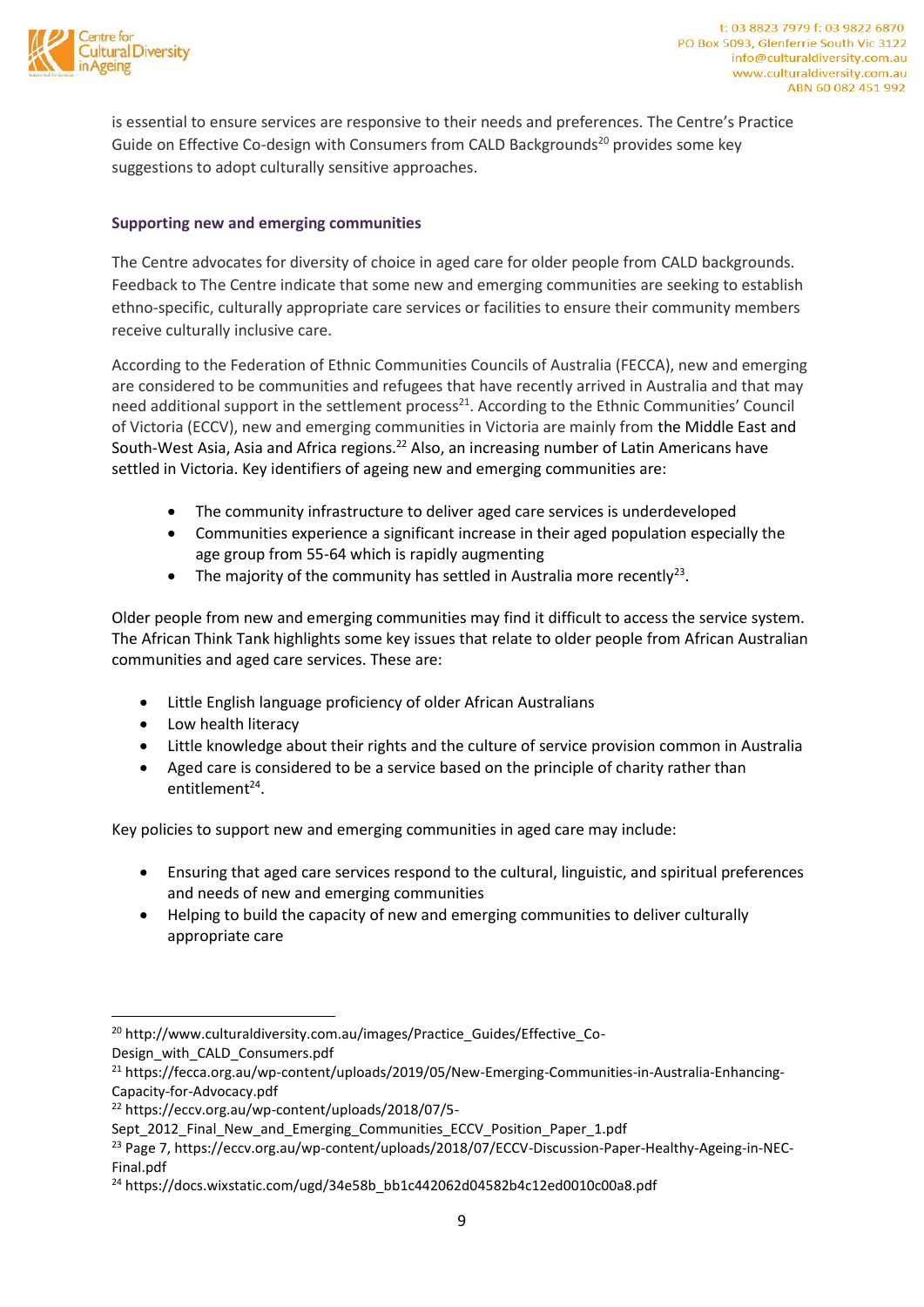is essential to ensure services are responsive to their needs and preferences. The Centre's Practice Guide on Effective Co-design with Consumers from CALD Backgrounds[20] provides some key suggestions to adopt culturally sensitive approaches.

### Supporting new and emerging communities

The Centre advocates for diversity of choice in aged care for older people from CALD backgrounds. Feedback to The Centre indicate that some new and emerging communities are seeking to establish ethno-specific, culturally appropriate care services or facilities to ensure their community members receive culturally inclusive care.

According to the Federation of Ethnic Communities Councils of Australia (FECCA), new and emerging are considered to be communities and refugees that have recently arrived in Australia and that may need additional support in the settlement process[21]. According to the Ethnic Communities' Council of Victoria (ECCV), new and emerging communities in Victoria are mainly from the Middle East and South-West Asia, Asia and Africa regions.[22] Also, an increasing number of Latin Americans have settled in Victoria. Key identifiers of ageing new and emerging communities are:

- The community infrastructure to deliver aged care services is underdeveloped
- Communities experience a significant increase in their aged population especially the age group from 55-64 which is rapidly augmenting
- The majority of the community has settled in Australia more recently[23].

Older people from new and emerging communities may find it difficult to access the service system. The African Think Tank highlights some key issues that relate to older people from African Australian communities and aged care services. These are:

- Little English language proficiency of older African Australians
- Low health literacy
- Little knowledge about their rights and the culture of service provision common in Australia
- Aged care is considered to be a service based on the principle of charity rather than entitlement[24].

Key policies to support new and emerging communities in aged care may include:

- Ensuring that aged care services respond to the cultural, linguistic, and spiritual preferences and needs of new and emerging communities
- Helping to build the capacity of new and emerging communities to deliver culturally appropriate care

---

[20] http://www.culturaldiversity.com.au/images/Practice_Guides/Effective_Co-Design_with_CALD_Consumers.pdf

[21] https://fecca.org.au/wp-content/uploads/2019/05/New-Emerging-Communities-in-Australia-Enhancing-Capacity-for-Advocacy.pdf

[22] https://eccv.org.au/wp-content/uploads/2018/07/5-Sept_2012_Final_New_and_Emerging_Communities_ECCV_Position_Paper_1.pdf

[23] Page 7, https://eccv.org.au/wp-content/uploads/2018/07/ECCV-Discussion-Paper-Healthy-Ageing-in-NEC-Final.pdf

[24] https://docs.wixstatic.com/ugd/34e58b_bb1c442062d04582b4c12ed0010c00a8.pdf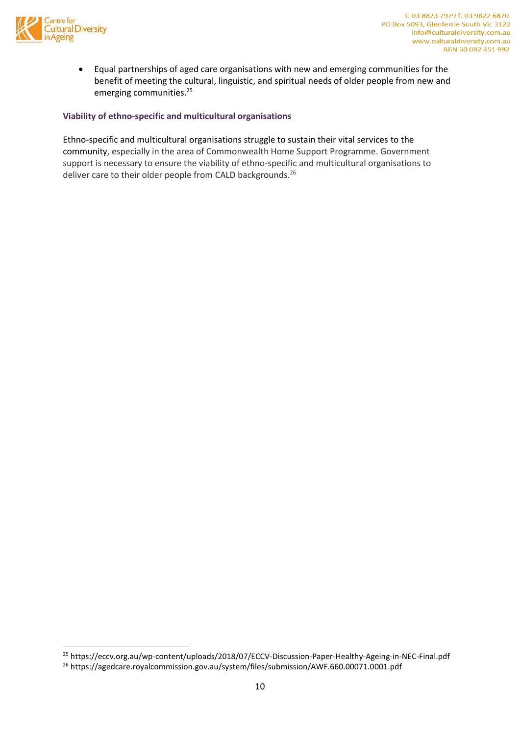- Equal partnerships of aged care organisations with new and emerging communities for the benefit of meeting the cultural, linguistic, and spiritual needs of older people from new and emerging communities.[25]

### Viability of ethno-specific and multicultural organisations

Ethno-specific and multicultural organisations struggle to sustain their vital services to the community, especially in the area of Commonwealth Home Support Programme. Government support is necessary to ensure the viability of ethno-specific and multicultural organisations to deliver care to their older people from CALD backgrounds.[26]

---

[25] https://eccv.org.au/wp-content/uploads/2018/07/ECCV-Discussion-Paper-Healthy-Ageing-in-NEC-Final.pdf

[26] https://agedcare.royalcommission.gov.au/system/files/submission/AWF.660.00071.0001.pdf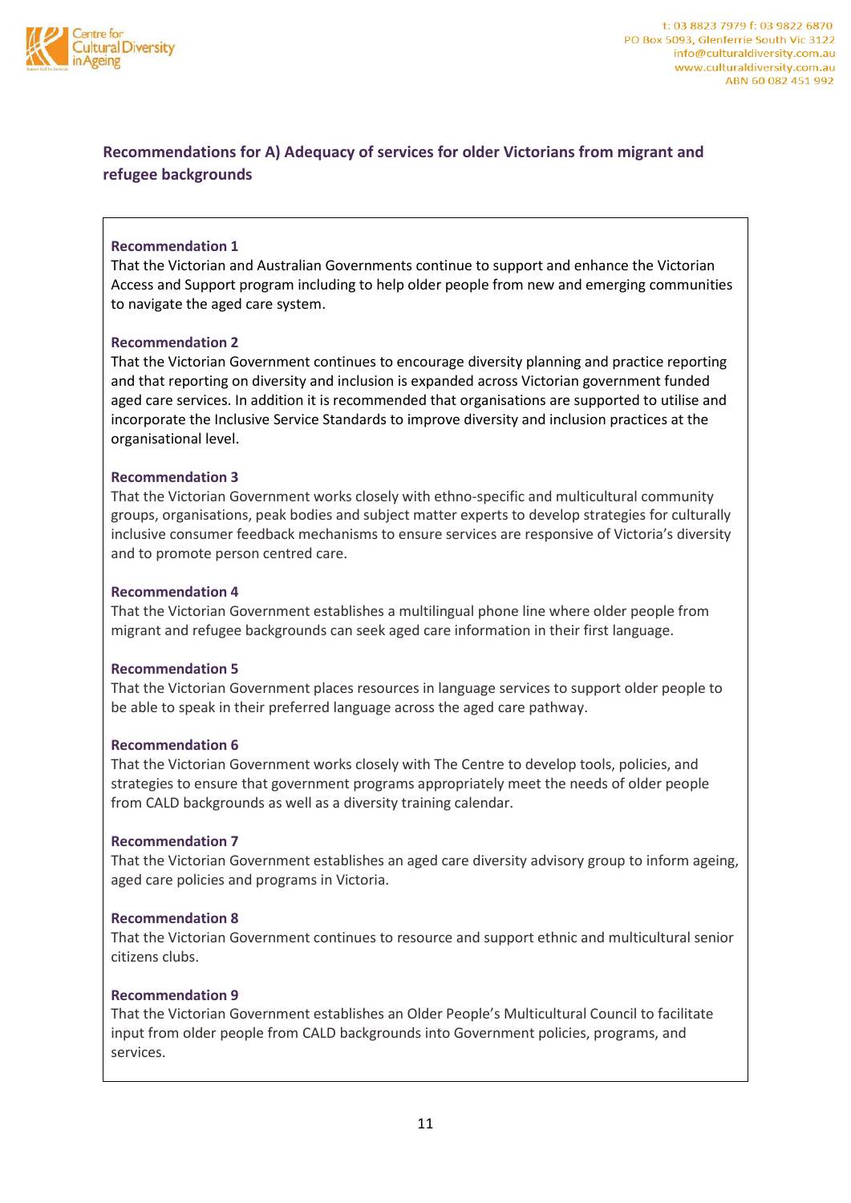## Recommendations for A) Adequacy of services for older Victorians from migrant and refugee backgrounds

**Recommendation 1**
That the Victorian and Australian Governments continue to support and enhance the Victorian Access and Support program including to help older people from new and emerging communities to navigate the aged care system.

**Recommendation 2**
That the Victorian Government continues to encourage diversity planning and practice reporting and that reporting on diversity and inclusion is expanded across Victorian government funded aged care services. In addition it is recommended that organisations are supported to utilise and incorporate the Inclusive Service Standards to improve diversity and inclusion practices at the organisational level.

**Recommendation 3**
That the Victorian Government works closely with ethno-specific and multicultural community groups, organisations, peak bodies and subject matter experts to develop strategies for culturally inclusive consumer feedback mechanisms to ensure services are responsive of Victoria's diversity and to promote person centred care.

**Recommendation 4**
That the Victorian Government establishes a multilingual phone line where older people from migrant and refugee backgrounds can seek aged care information in their first language.

**Recommendation 5**
That the Victorian Government places resources in language services to support older people to be able to speak in their preferred language across the aged care pathway.

**Recommendation 6**
That the Victorian Government works closely with The Centre to develop tools, policies, and strategies to ensure that government programs appropriately meet the needs of older people from CALD backgrounds as well as a diversity training calendar.

**Recommendation 7**
That the Victorian Government establishes an aged care diversity advisory group to inform ageing, aged care policies and programs in Victoria.

**Recommendation 8**
That the Victorian Government continues to resource and support ethnic and multicultural senior citizens clubs.

**Recommendation 9**
That the Victorian Government establishes an Older People's Multicultural Council to facilitate input from older people from CALD backgrounds into Government policies, programs, and services.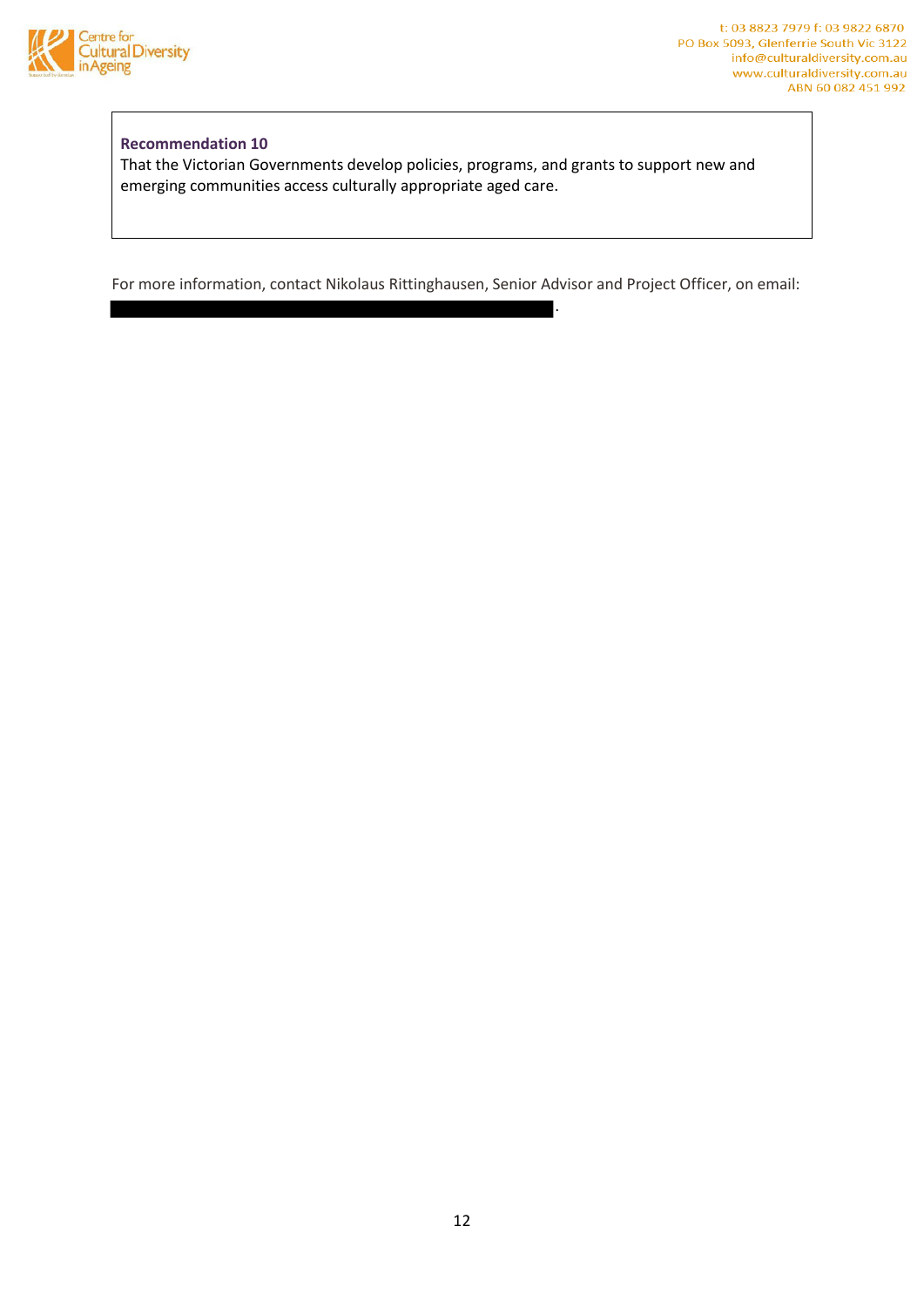**Recommendation 10**

That the Victorian Governments develop policies, programs, and grants to support new and emerging communities access culturally appropriate aged care.

For more information, contact Nikolaus Rittinghausen, Senior Advisor and Project Officer, on email: .